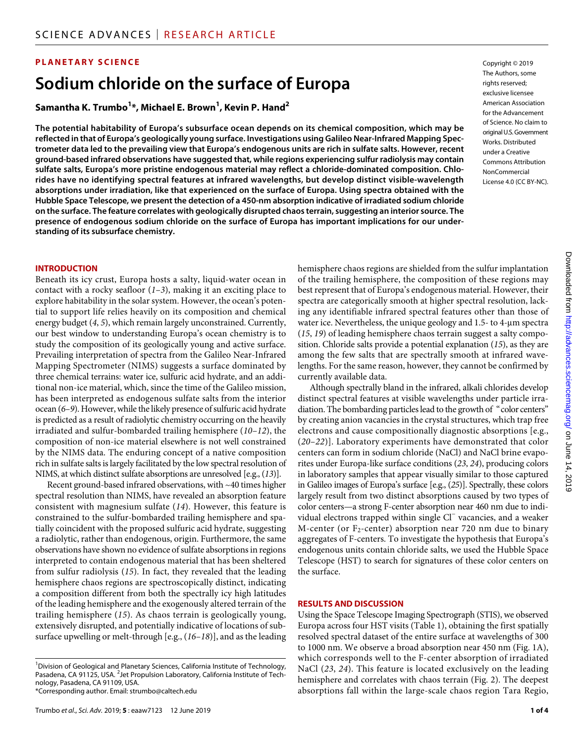PLANETARY SCIENCE

# Sodium chloride on the surface of Europa

**Samantha K. Trumbo[1]*, Michael E. Brown[1], Kevin P. Hand[2]**

Copyright © 2019 The Authors, some rights reserved; exclusive licensee American Association for the Advancement of Science. No claim to original U.S. Government Works. Distributed under a Creative Commons Attribution NonCommercial License 4.0 (CC BY-NC).

**The potential habitability of Europa's subsurface ocean depends on its chemical composition, which may be reflected in that of Europa's geologically young surface. Investigations using Galileo Near-Infrared Mapping Spectrometer data led to the prevailing view that Europa's endogenous units are rich in sulfate salts. However, recent ground-based infrared observations have suggested that, while regions experiencing sulfur radiolysis may contain sulfate salts, Europa's more pristine endogenous material may reflect a chloride-dominated composition. Chlorides have no identifying spectral features at infrared wavelengths, but develop distinct visible-wavelength absorptions under irradiation, like that experienced on the surface of Europa. Using spectra obtained with the Hubble Space Telescope, we present the detection of a 450-nm absorption indicative of irradiated sodium chloride on the surface. The feature correlates with geologically disrupted chaos terrain, suggesting an interior source. The presence of endogenous sodium chloride on the surface of Europa has important implications for our understanding of its subsurface chemistry.**

## INTRODUCTION

Beneath its icy crust, Europa hosts a salty, liquid-water ocean in contact with a rocky seafloor (*1–3*), making it an exciting place to explore habitability in the solar system. However, the ocean's potential to support life relies heavily on its composition and chemical energy budget (*4*, *5*), which remain largely unconstrained. Currently, our best window to understanding Europa's ocean chemistry is to study the composition of its geologically young and active surface. Prevailing interpretation of spectra from the Galileo Near-Infrared Mapping Spectrometer (NIMS) suggests a surface dominated by three chemical terrains: water ice, sulfuric acid hydrate, and an additional non-ice material, which, since the time of the Galileo mission, has been interpreted as endogenous sulfate salts from the interior ocean (*6–9*). However, while the likely presence of sulfuric acid hydrate is predicted as a result of radiolytic chemistry occurring on the heavily irradiated and sulfur-bombarded trailing hemisphere (*10–12*), the composition of non-ice material elsewhere is not well constrained by the NIMS data. The enduring concept of a native composition rich in sulfate salts is largely facilitated by the low spectral resolution of NIMS, at which distinct sulfate absorptions are unresolved [e.g., (*13*)].

Recent ground-based infrared observations, with ~40 times higher spectral resolution than NIMS, have revealed an absorption feature consistent with magnesium sulfate (*14*). However, this feature is constrained to the sulfur-bombarded trailing hemisphere and spatially coincident with the proposed sulfuric acid hydrate, suggesting a radiolytic, rather than endogenous, origin. Furthermore, the same observations have shown no evidence of sulfate absorptions in regions interpreted to contain endogenous material that has been sheltered from sulfur radiolysis (*15*). In fact, they revealed that the leading hemisphere chaos regions are spectroscopically distinct, indicating a composition different from both the spectrally icy high latitudes of the leading hemisphere and the exogenously altered terrain of the trailing hemisphere (*15*). As chaos terrain is geologically young, extensively disrupted, and potentially indicative of locations of subsurface upwelling or melt-through [e.g., (*16–18*)], and as the leading hemisphere chaos regions are shielded from the sulfur implantation of the trailing hemisphere, the composition of these regions may best represent that of Europa's endogenous material. However, their spectra are categorically smooth at higher spectral resolution, lacking any identifiable infrared spectral features other than those of water ice. Nevertheless, the unique geology and 1.5- to 4-μm spectra (*15*, *19*) of leading hemisphere chaos terrain suggest a salty composition. Chloride salts provide a potential explanation (*15*), as they are among the few salts that are spectrally smooth at infrared wavelengths. For the same reason, however, they cannot be confirmed by currently available data.

Although spectrally bland in the infrared, alkali chlorides develop distinct spectral features at visible wavelengths under particle irradiation. The bombarding particles lead to the growth of "color centers" by creating anion vacancies in the crystal structures, which trap free electrons and cause compositionally diagnostic absorptions [e.g., (*20–22*)]. Laboratory experiments have demonstrated that color centers can form in sodium chloride (NaCl) and NaCl brine evaporites under Europa-like surface conditions (*23*, *24*), producing colors in laboratory samples that appear visually similar to those captured in Galileo images of Europa's surface [e.g., (*25*)]. Spectrally, these colors largely result from two distinct absorptions caused by two types of color centers—a strong F-center absorption near 460 nm due to individual electrons trapped within single $Cl^-$ vacancies, and a weaker M-center (or $F_2$-center) absorption near 720 nm due to binary aggregates of F-centers. To investigate the hypothesis that Europa's endogenous units contain chloride salts, we used the Hubble Space Telescope (HST) to search for signatures of these color centers on the surface.

## RESULTS AND DISCUSSION

Using the Space Telescope Imaging Spectrograph (STIS), we observed Europa across four HST visits (Table 1), obtaining the first spatially resolved spectral dataset of the entire surface at wavelengths of 300 to 1000 nm. We observe a broad absorption near 450 nm (Fig. 1A), which corresponds well to the F-center absorption of irradiated NaCl (*23*, *24*). This feature is located exclusively on the leading hemisphere and correlates with chaos terrain (Fig. 2). The deepest absorptions fall within the large-scale chaos region Tara Regio,

[1]Division of Geological and Planetary Sciences, California Institute of Technology, Pasadena, CA 91125, USA. [2]Jet Propulsion Laboratory, California Institute of Technology, Pasadena, CA 91109, USA.
*Corresponding author. Email: strumbo@caltech.edu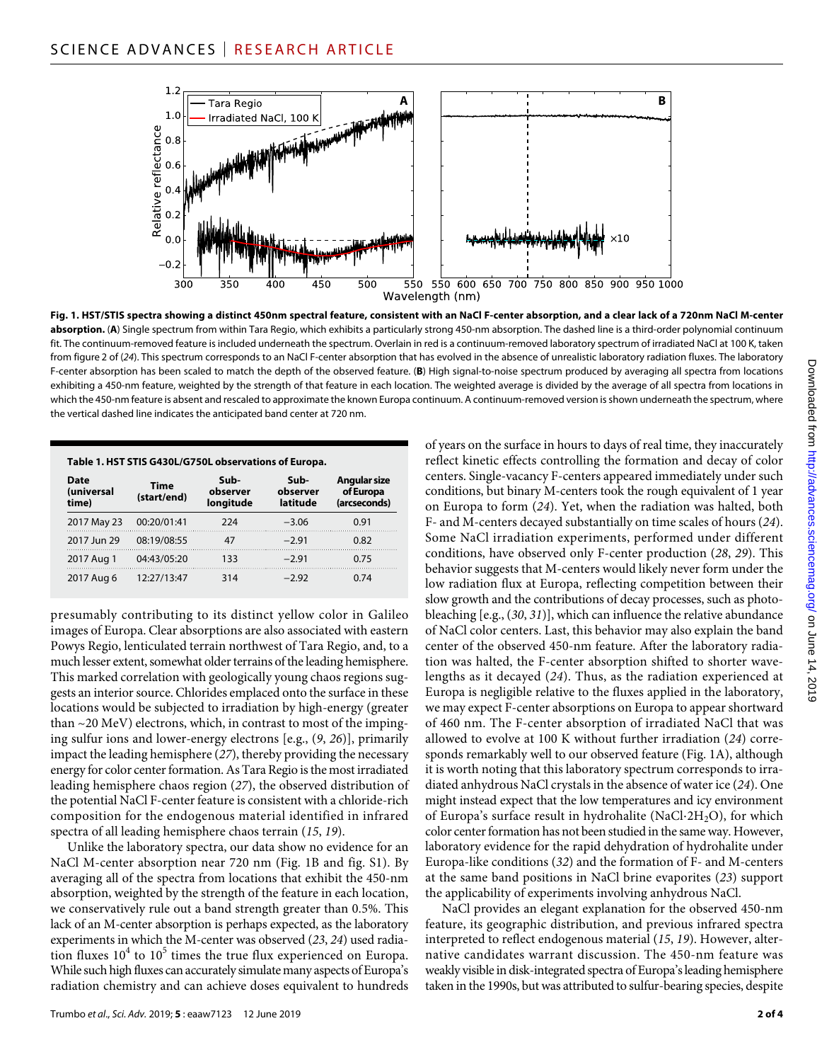**Fig. 1. HST/STIS spectra showing a distinct 450nm spectral feature, consistent with an NaCl F-center absorption, and a clear lack of a 720nm NaCl M-center absorption.** (**A**) Single spectrum from within Tara Regio, which exhibits a particularly strong 450-nm absorption. The dashed line is a third-order polynomial continuum fit. The continuum-removed feature is included underneath the spectrum. Overlain in red is a continuum-removed laboratory spectrum of irradiated NaCl at 100 K, taken from figure 2 of (*24*). This spectrum corresponds to an NaCl F-center absorption that has evolved in the absence of unrealistic laboratory radiation fluxes. The laboratory F-center absorption has been scaled to match the depth of the observed feature. (**B**) High signal-to-noise spectrum produced by averaging all spectra from locations exhibiting a 450-nm feature, weighted by the strength of that feature in each location. The weighted average is divided by the average of all spectra from locations in which the 450-nm feature is absent and rescaled to approximate the known Europa continuum. A continuum-removed version is shown underneath the spectrum, where the vertical dashed line indicates the anticipated band center at 720 nm.

**Table 1. HST STIS G430L/G750L observations of Europa.**

| Date (universal time) | Time (start/end) | Sub-observer longitude | Sub-observer latitude | Angular size of Europa (arcseconds) |
|---|---|---|---|---|
| 2017 May 23 | 00:20/01:41 | 224 | −3.06 | 0.91 |
| 2017 Jun 29 | 08:19/08:55 | 47 | −2.91 | 0.82 |
| 2017 Aug 1 | 04:43/05:20 | 133 | −2.91 | 0.75 |
| 2017 Aug 6 | 12:27/13:47 | 314 | −2.92 | 0.74 |

presumably contributing to its distinct yellow color in Galileo images of Europa. Clear absorptions are also associated with eastern Powys Regio, lenticulated terrain northwest of Tara Regio, and, to a much lesser extent, somewhat older terrains of the leading hemisphere. This marked correlation with geologically young chaos regions suggests an interior source. Chlorides emplaced onto the surface in these locations would be subjected to irradiation by high-energy (greater than ~20 MeV) electrons, which, in contrast to most of the impinging sulfur ions and lower-energy electrons [e.g., (*9*, *26*)], primarily impact the leading hemisphere (*27*), thereby providing the necessary energy for color center formation. As Tara Regio is the most irradiated leading hemisphere chaos region (*27*), the observed distribution of the potential NaCl F-center feature is consistent with a chloride-rich composition for the endogenous material identified in infrared spectra of all leading hemisphere chaos terrain (*15*, *19*).

Unlike the laboratory spectra, our data show no evidence for an NaCl M-center absorption near 720 nm (Fig. 1B and fig. S1). By averaging all of the spectra from locations that exhibit the 450-nm absorption, weighted by the strength of the feature in each location, we conservatively rule out a band strength greater than 0.5%. This lack of an M-center absorption is perhaps expected, as the laboratory experiments in which the M-center was observed (*23*, *24*) used radiation fluxes $10^4$ to $10^5$ times the true flux experienced on Europa. While such high fluxes can accurately simulate many aspects of Europa's radiation chemistry and can achieve doses equivalent to hundreds of years on the surface in hours to days of real time, they inaccurately reflect kinetic effects controlling the formation and decay of color centers. Single-vacancy F-centers appeared immediately under such conditions, but binary M-centers took the rough equivalent of 1 year on Europa to form (*24*). Yet, when the radiation was halted, both F- and M-centers decayed substantially on time scales of hours (*24*). Some NaCl irradiation experiments, performed under different conditions, have observed only F-center production (*28*, *29*). This behavior suggests that M-centers would likely never form under the low radiation flux at Europa, reflecting competition between their slow growth and the contributions of decay processes, such as photobleaching [e.g., (*30*, *31*)], which can influence the relative abundance of NaCl color centers. Last, this behavior may also explain the band center of the observed 450-nm feature. After the laboratory radiation was halted, the F-center absorption shifted to shorter wavelengths as it decayed (*24*). Thus, as the radiation experienced at Europa is negligible relative to the fluxes applied in the laboratory, we may expect F-center absorptions on Europa to appear shortward of 460 nm. The F-center absorption of irradiated NaCl that was allowed to evolve at 100 K without further irradiation (*24*) corresponds remarkably well to our observed feature (Fig. 1A), although it is worth noting that this laboratory spectrum corresponds to irradiated anhydrous NaCl crystals in the absence of water ice (*24*). One might instead expect that the low temperatures and icy environment of Europa's surface result in hydrohalite ($NaCl{\cdot}2H_2O$), for which color center formation has not been studied in the same way. However, laboratory evidence for the rapid dehydration of hydrohalite under Europa-like conditions (*32*) and the formation of F- and M-centers at the same band positions in NaCl brine evaporites (*23*) support the applicability of experiments involving anhydrous NaCl.

NaCl provides an elegant explanation for the observed 450-nm feature, its geographic distribution, and previous infrared spectra interpreted to reflect endogenous material (*15*, *19*). However, alternative candidates warrant discussion. The 450-nm feature was weakly visible in disk-integrated spectra of Europa's leading hemisphere taken in the 1990s, but was attributed to sulfur-bearing species, despite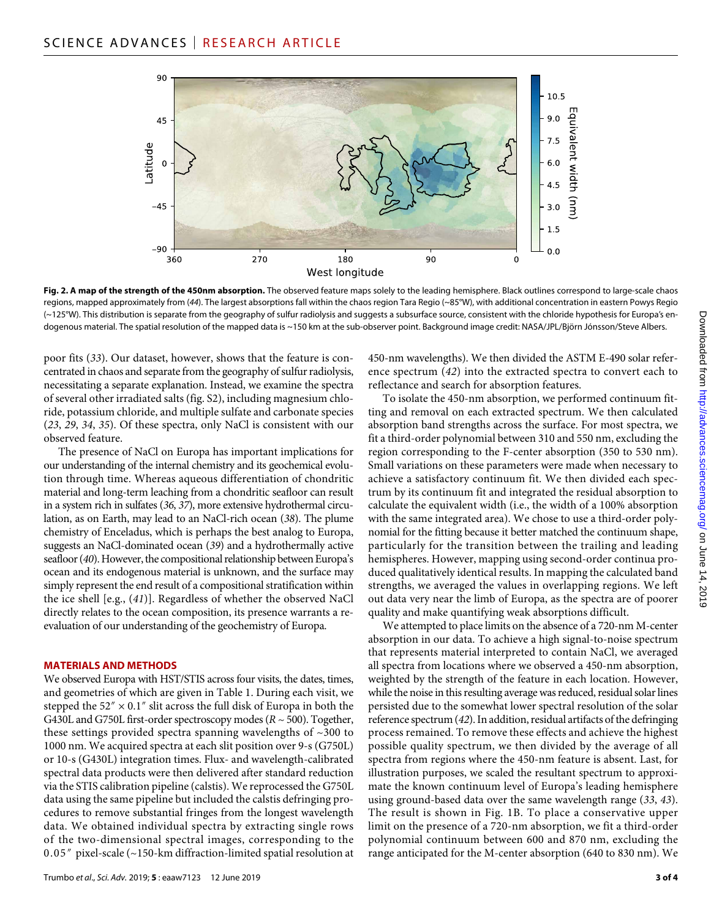**Fig. 2. A map of the strength of the 450nm absorption.** The observed feature maps solely to the leading hemisphere. Black outlines correspond to large-scale chaos regions, mapped approximately from (*44*). The largest absorptions fall within the chaos region Tara Regio (~85°W), with additional concentration in eastern Powys Regio (~125°W). This distribution is separate from the geography of sulfur radiolysis and suggests a subsurface source, consistent with the chloride hypothesis for Europa's endogenous material. The spatial resolution of the mapped data is ~150 km at the sub-observer point. Background image credit: NASA/JPL/Björn Jónsson/Steve Albers.

poor fits (*33*). Our dataset, however, shows that the feature is concentrated in chaos and separate from the geography of sulfur radiolysis, necessitating a separate explanation. Instead, we examine the spectra of several other irradiated salts (fig. S2), including magnesium chloride, potassium chloride, and multiple sulfate and carbonate species (*23*, *29*, *34*, *35*). Of these spectra, only NaCl is consistent with our observed feature.

The presence of NaCl on Europa has important implications for our understanding of the internal chemistry and its geochemical evolution through time. Whereas aqueous differentiation of chondritic material and long-term leaching from a chondritic seafloor can result in a system rich in sulfates (*36*, *37*), more extensive hydrothermal circulation, as on Earth, may lead to an NaCl-rich ocean (*38*). The plume chemistry of Enceladus, which is perhaps the best analog to Europa, suggests an NaCl-dominated ocean (*39*) and a hydrothermally active seafloor (*40*). However, the compositional relationship between Europa's ocean and its endogenous material is unknown, and the surface may simply represent the end result of a compositional stratification within the ice shell [e.g., (*41*)]. Regardless of whether the observed NaCl directly relates to the ocean composition, its presence warrants a reevaluation of our understanding of the geochemistry of Europa.

## MATERIALS AND METHODS

We observed Europa with HST/STIS across four visits, the dates, times, and geometries of which are given in Table 1. During each visit, we stepped the 52″ × 0.1″ slit across the full disk of Europa in both the G430L and G750L first-order spectroscopy modes ($R \sim 500$). Together, these settings provided spectra spanning wavelengths of ~300 to 1000 nm. We acquired spectra at each slit position over 9-s (G750L) or 10-s (G430L) integration times. Flux- and wavelength-calibrated spectral data products were then delivered after standard reduction via the STIS calibration pipeline (calstis). We reprocessed the G750L data using the same pipeline but included the calstis defringing procedures to remove substantial fringes from the longest wavelength data. We obtained individual spectra by extracting single rows of the two-dimensional spectral images, corresponding to the 0.05″ pixel-scale (~150-km diffraction-limited spatial resolution at 450-nm wavelengths). We then divided the ASTM E-490 solar reference spectrum (*42*) into the extracted spectra to convert each to reflectance and search for absorption features.

To isolate the 450-nm absorption, we performed continuum fitting and removal on each extracted spectrum. We then calculated absorption band strengths across the surface. For most spectra, we fit a third-order polynomial between 310 and 550 nm, excluding the region corresponding to the F-center absorption (350 to 530 nm). Small variations on these parameters were made when necessary to achieve a satisfactory continuum fit. We then divided each spectrum by its continuum fit and integrated the residual absorption to calculate the equivalent width (i.e., the width of a 100% absorption with the same integrated area). We chose to use a third-order polynomial for the fitting because it better matched the continuum shape, particularly for the transition between the trailing and leading hemispheres. However, mapping using second-order continua produced qualitatively identical results. In mapping the calculated band strengths, we averaged the values in overlapping regions. We left out data very near the limb of Europa, as the spectra are of poorer quality and make quantifying weak absorptions difficult.

We attempted to place limits on the absence of a 720-nm M-center absorption in our data. To achieve a high signal-to-noise spectrum that represents material interpreted to contain NaCl, we averaged all spectra from locations where we observed a 450-nm absorption, weighted by the strength of the feature in each location. However, while the noise in this resulting average was reduced, residual solar lines persisted due to the somewhat lower spectral resolution of the solar reference spectrum (*42*). In addition, residual artifacts of the defringing process remained. To remove these effects and achieve the highest possible quality spectrum, we then divided by the average of all spectra from regions where the 450-nm feature is absent. Last, for illustration purposes, we scaled the resultant spectrum to approximate the known continuum level of Europa's leading hemisphere using ground-based data over the same wavelength range (*33*, *43*). The result is shown in Fig. 1B. To place a conservative upper limit on the presence of a 720-nm absorption, we fit a third-order polynomial continuum between 600 and 870 nm, excluding the range anticipated for the M-center absorption (640 to 830 nm). We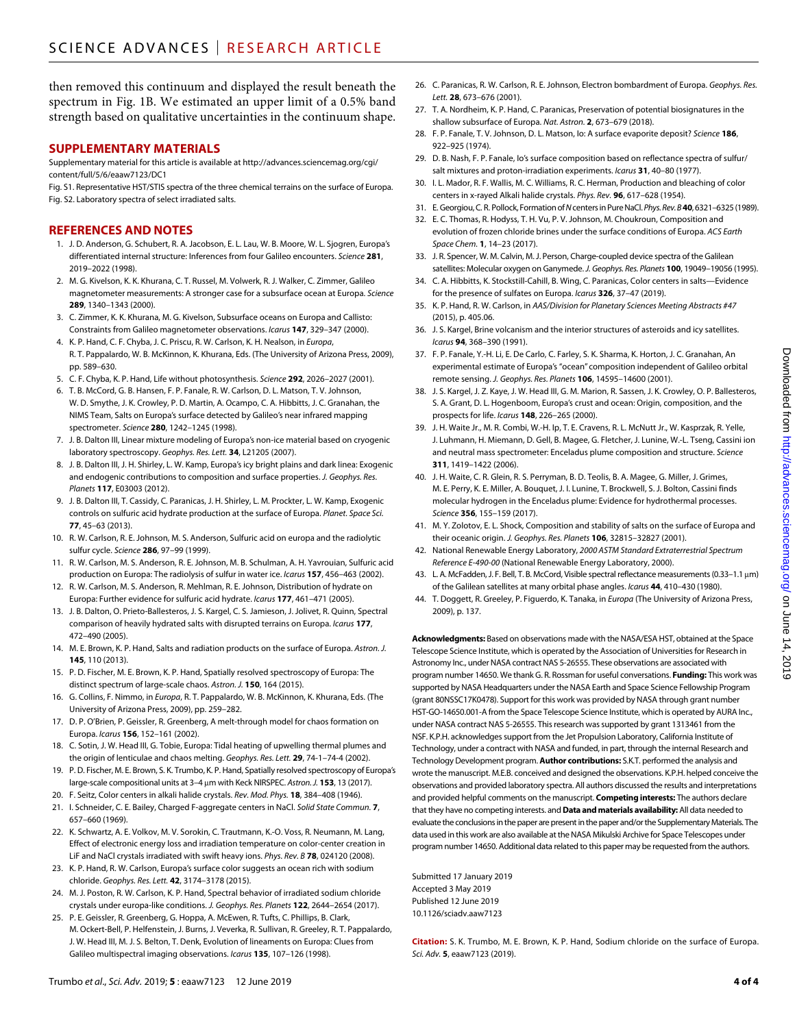then removed this continuum and displayed the result beneath the spectrum in Fig. 1B. We estimated an upper limit of a 0.5% band strength based on qualitative uncertainties in the continuum shape.

## SUPPLEMENTARY MATERIALS

Supplementary material for this article is available at http://advances.sciencemag.org/cgi/content/full/5/6/eaaw7123/DC1

Fig. S1. Representative HST/STIS spectra of the three chemical terrains on the surface of Europa.

Fig. S2. Laboratory spectra of select irradiated salts.

## REFERENCES AND NOTES

1. J. D. Anderson, G. Schubert, R. A. Jacobson, E. L. Lau, W. B. Moore, W. L. Sjogren, Europa's differentiated internal structure: Inferences from four Galileo encounters. *Science* **281**, 2019–2022 (1998).
2. M. G. Kivelson, K. K. Khurana, C. T. Russel, M. Volwerk, R. J. Walker, C. Zimmer, Galileo magnetometer measurements: A stronger case for a subsurface ocean at Europa. *Science* **289**, 1340–1343 (2000).
3. C. Zimmer, K. K. Khurana, M. G. Kivelson, Subsurface oceans on Europa and Callisto: Constraints from Galileo magnetometer observations. *Icarus* **147**, 329–347 (2000).
4. K. P. Hand, C. F. Chyba, J. C. Priscu, R. W. Carlson, K. H. Nealson, in *Europa*, R. T. Pappalardo, W. B. McKinnon, K. Khurana, Eds. (The University of Arizona Press, 2009), pp. 589–630.
5. C. F. Chyba, K. P. Hand, Life without photosynthesis. *Science* **292**, 2026–2027 (2001).
6. T. B. McCord, G. B. Hansen, F. P. Fanale, R. W. Carlson, D. L. Matson, T. V. Johnson, W. D. Smythe, J. K. Crowley, P. D. Martin, A. Ocampo, C. A. Hibbitts, J. C. Granahan, the NIMS Team, Salts on Europa's surface detected by Galileo's near infrared mapping spectrometer. *Science* **280**, 1242–1245 (1998).
7. J. B. Dalton III, Linear mixture modeling of Europa's non-ice material based on cryogenic laboratory spectroscopy. *Geophys. Res. Lett.* **34**, L21205 (2007).
8. J. B. Dalton III, J. H. Shirley, L. W. Kamp, Europa's icy bright plains and dark linea: Exogenic and endogenic contributions to composition and surface properties. *J. Geophys. Res. Planets* **117**, E03003 (2012).
9. J. B. Dalton III, T. Cassidy, C. Paranicas, J. H. Shirley, L. M. Prockter, L. W. Kamp, Exogenic controls on sulfuric acid hydrate production at the surface of Europa. *Planet. Space Sci.* **77**, 45–63 (2013).
10. R. W. Carlson, R. E. Johnson, M. S. Anderson, Sulfuric acid on europa and the radiolytic sulfur cycle. *Science* **286**, 97–99 (1999).
11. R. W. Carlson, M. S. Anderson, R. E. Johnson, M. B. Schulman, A. H. Yavrouian, Sulfuric acid production on Europa: The radiolysis of sulfur in water ice. *Icarus* **157**, 456–463 (2002).
12. R. W. Carlson, M. S. Anderson, R. Mehlman, R. E. Johnson, Distribution of hydrate on Europa: Further evidence for sulfuric acid hydrate. *Icarus* **177**, 461–471 (2005).
13. J. B. Dalton, O. Prieto-Ballesteros, J. S. Kargel, C. S. Jamieson, J. Jolivet, R. Quinn, Spectral comparison of heavily hydrated salts with disrupted terrains on Europa. *Icarus* **177**, 472–490 (2005).
14. M. E. Brown, K. P. Hand, Salts and radiation products on the surface of Europa. *Astron. J.* **145**, 110 (2013).
15. P. D. Fischer, M. E. Brown, K. P. Hand, Spatially resolved spectroscopy of Europa: The distinct spectrum of large-scale chaos. *Astron. J.* **150**, 164 (2015).
16. G. Collins, F. Nimmo, in *Europa*, R. T. Pappalardo, W. B. McKinnon, K. Khurana, Eds. (The University of Arizona Press, 2009), pp. 259–282.
17. D. P. O'Brien, P. Geissler, R. Greenberg, A melt-through model for chaos formation on Europa. *Icarus* **156**, 152–161 (2002).
18. C. Sotin, J. W. Head III, G. Tobie, Europa: Tidal heating of upwelling thermal plumes and the origin of lenticulae and chaos melting. *Geophys. Res. Lett.* **29**, 74-1–74-4 (2002).
19. P. D. Fischer, M. E. Brown, S. K. Trumbo, K. P. Hand, Spatially resolved spectroscopy of Europa's large-scale compositional units at 3–4 μm with Keck NIRSPEC. *Astron. J.* **153**, 13 (2017).
20. F. Seitz, Color centers in alkali halide crystals. *Rev. Mod. Phys.* **18**, 384–408 (1946).
21. I. Schneider, C. E. Bailey, Charged F-aggregate centers in NaCl. *Solid State Commun.* **7**, 657–660 (1969).
22. K. Schwartz, A. E. Volkov, M. V. Sorokin, C. Trautmann, K.-O. Voss, R. Neumann, M. Lang, Effect of electronic energy loss and irradiation temperature on color-center creation in LiF and NaCl crystals irradiated with swift heavy ions. *Phys. Rev. B* **78**, 024120 (2008).
23. K. P. Hand, R. W. Carlson, Europa's surface color suggests an ocean rich with sodium chloride. *Geophys. Res. Lett.* **42**, 3174–3178 (2015).
24. M. J. Poston, R. W. Carlson, K. P. Hand, Spectral behavior of irradiated sodium chloride crystals under europa-like conditions. *J. Geophys. Res. Planets* **122**, 2644–2654 (2017).
25. P. E. Geissler, R. Greenberg, G. Hoppa, A. McEwen, R. Tufts, C. Phillips, B. Clark, M. Ockert-Bell, P. Helfenstein, J. Burns, J. Veverka, R. Sullivan, R. Greeley, R. T. Pappalardo, J. W. Head III, M. J. S. Belton, T. Denk, Evolution of lineaments on Europa: Clues from Galileo multispectral imaging observations. *Icarus* **135**, 107–126 (1998).
26. C. Paranicas, R. W. Carlson, R. E. Johnson, Electron bombardment of Europa. *Geophys. Res. Lett.* **28**, 673–676 (2001).
27. T. A. Nordheim, K. P. Hand, C. Paranicas, Preservation of potential biosignatures in the shallow subsurface of Europa. *Nat. Astron.* **2**, 673–679 (2018).
28. F. P. Fanale, T. V. Johnson, D. L. Matson, Io: A surface evaporite deposit? *Science* **186**, 922–925 (1974).
29. D. B. Nash, F. P. Fanale, Io's surface composition based on reflectance spectra of sulfur/salt mixtures and proton-irradiation experiments. *Icarus* **31**, 40–80 (1977).
30. I. L. Mador, R. F. Wallis, M. C. Williams, R. C. Herman, Production and bleaching of color centers in x-rayed Alkali halide crystals. *Phys. Rev.* **96**, 617–628 (1954).
31. E. Georgiou, C. R. Pollock, Formation of *N* centers in Pure NaCl. *Phys. Rev. B* **40**, 6321–6325 (1989).
32. E. C. Thomas, R. Hodyss, T. H. Vu, P. V. Johnson, M. Choukroun, Composition and evolution of frozen chloride brines under the surface conditions of Europa. *ACS Earth Space Chem.* **1**, 14–23 (2017).
33. J. R. Spencer, W. M. Calvin, M. J. Person, Charge-coupled device spectra of the Galilean satellites: Molecular oxygen on Ganymede. *J. Geophys. Res. Planets* **100**, 19049–19056 (1995).
34. C. A. Hibbitts, K. Stockstill-Cahill, B. Wing, C. Paranicas, Color centers in salts—Evidence for the presence of sulfates on Europa. *Icarus* **326**, 37–47 (2019).
35. K. P. Hand, R. W. Carlson, in *AAS/Division for Planetary Sciences Meeting Abstracts #47* (2015), p. 405.06.
36. J. S. Kargel, Brine volcanism and the interior structures of asteroids and icy satellites. *Icarus* **94**, 368–390 (1991).
37. F. P. Fanale, Y.-H. Li, E. De Carlo, C. Farley, S. K. Sharma, K. Horton, J. C. Granahan, An experimental estimate of Europa's "ocean" composition independent of Galileo orbital remote sensing. *J. Geophys. Res. Planets* **106**, 14595–14600 (2001).
38. J. S. Kargel, J. Z. Kaye, J. W. Head III, G. M. Marion, R. Sassen, J. K. Crowley, O. P. Ballesteros, S. A. Grant, D. L. Hogenboom, Europa's crust and ocean: Origin, composition, and the prospects for life. *Icarus* **148**, 226–265 (2000).
39. J. H. Waite Jr., M. R. Combi, W.-H. Ip, T. E. Cravens, R. L. McNutt Jr., W. Kasprzak, R. Yelle, J. Luhmann, H. Miemann, D. Gell, B. Magee, G. Fletcher, J. Lunine, W.-L. Tseng, Cassini ion and neutral mass spectrometer: Enceladus plume composition and structure. *Science* **311**, 1419–1422 (2006).
40. J. H. Waite, C. R. Glein, R. S. Perryman, B. D. Teolis, B. A. Magee, G. Miller, J. Grimes, M. E. Perry, K. E. Miller, A. Bouquet, J. I. Lunine, T. Brockwell, S. J. Bolton, Cassini finds molecular hydrogen in the Enceladus plume: Evidence for hydrothermal processes. *Science* **356**, 155–159 (2017).
41. M. Y. Zolotov, E. L. Shock, Composition and stability of salts on the surface of Europa and their oceanic origin. *J. Geophys. Res. Planets* **106**, 32815–32827 (2001).
42. National Renewable Energy Laboratory, *2000 ASTM Standard Extraterrestrial Spectrum Reference E-490-00* (National Renewable Energy Laboratory, 2000).
43. L. A. McFadden, J. F. Bell, T. B. McCord, Visible spectral reflectance measurements (0.33–1.1 μm) of the Galilean satellites at many orbital phase angles. *Icarus* **44**, 410–430 (1980).
44. T. Doggett, R. Greeley, P. Figuerdo, K. Tanaka, in *Europa* (The University of Arizona Press, 2009), p. 137.

**Acknowledgments:** Based on observations made with the NASA/ESA HST, obtained at the Space Telescope Science Institute, which is operated by the Association of Universities for Research in Astronomy Inc., under NASA contract NAS 5-26555. These observations are associated with program number 14650. We thank G. R. Rossman for useful conversations. **Funding:** This work was supported by NASA Headquarters under the NASA Earth and Space Science Fellowship Program (grant 80NSSC17K0478). Support for this work was provided by NASA through grant number HST-GO-14650.001-A from the Space Telescope Science Institute, which is operated by AURA Inc., under NASA contract NAS 5-26555. This research was supported by grant 1313461 from the NSF. K.P.H. acknowledges support from the Jet Propulsion Laboratory, California Institute of Technology, under a contract with NASA and funded, in part, through the internal Research and Technology Development program. **Author contributions:** S.K.T. performed the analysis and wrote the manuscript. M.E.B. conceived and designed the observations. K.P.H. helped conceive the observations and provided laboratory spectra. All authors discussed the results and interpretations and provided helpful comments on the manuscript. **Competing interests:** The authors declare that they have no competing interests. and **Data and materials availability:** All data needed to evaluate the conclusions in the paper are present in the paper and/or the Supplementary Materials. The data used in this work are also available at the NASA Mikulski Archive for Space Telescopes under program number 14650. Additional data related to this paper may be requested from the authors.

Submitted 17 January 2019
Accepted 3 May 2019
Published 12 June 2019
10.1126/sciadv.aaw7123

**Citation:** S. K. Trumbo, M. E. Brown, K. P. Hand, Sodium chloride on the surface of Europa. *Sci. Adv.* **5**, eaaw7123 (2019).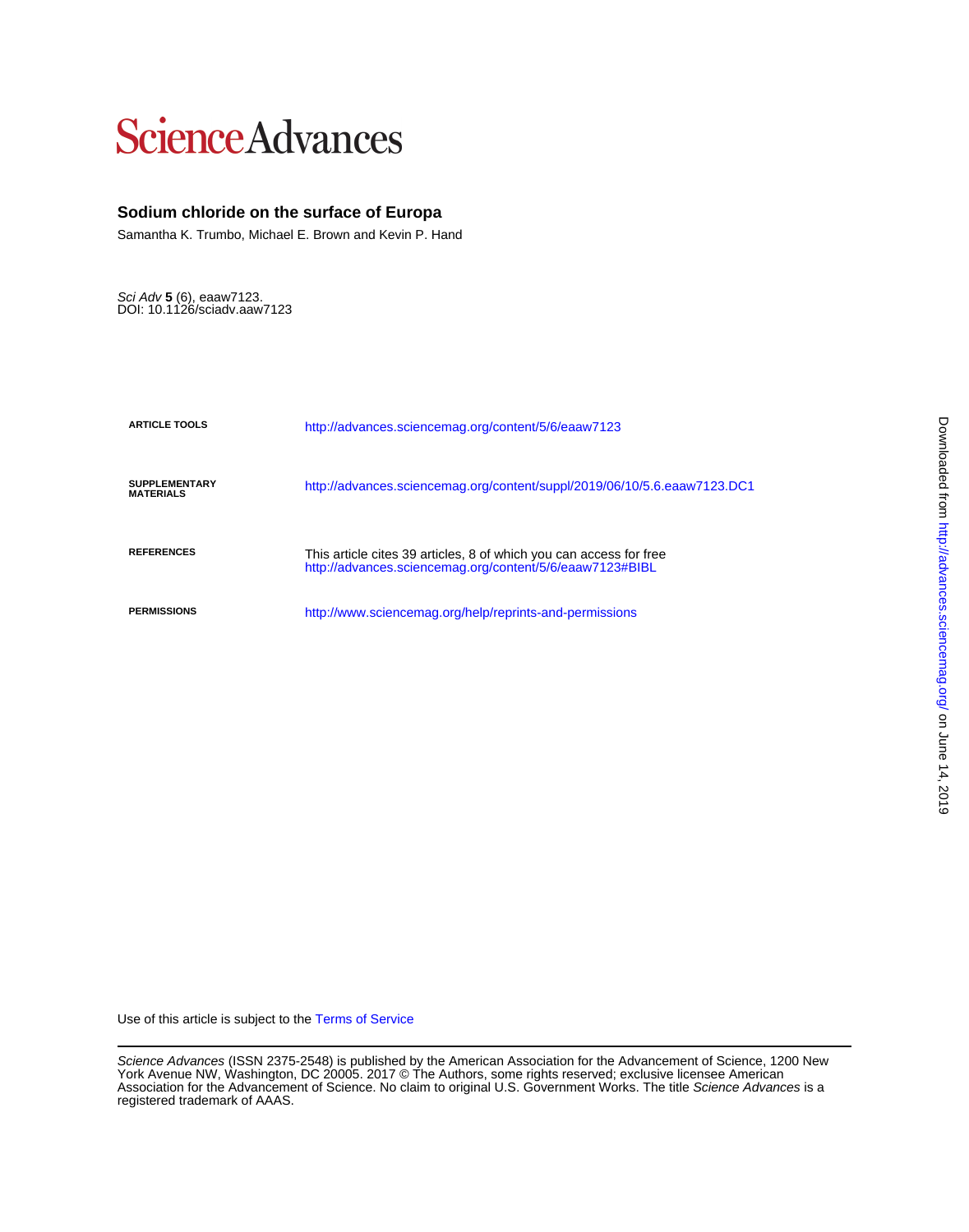# Science Advances

## Sodium chloride on the surface of Europa

Samantha K. Trumbo, Michael E. Brown and Kevin P. Hand

*Sci Adv* **5** (6), eaaw7123.
DOI: 10.1126/sciadv.aaw7123

**ARTICLE TOOLS** http://advances.sciencemag.org/content/5/6/eaaw7123

**SUPPLEMENTARY MATERIALS** http://advances.sciencemag.org/content/suppl/2019/06/10/5.6.eaaw7123.DC1

**REFERENCES** This article cites 39 articles, 8 of which you can access for free
http://advances.sciencemag.org/content/5/6/eaaw7123#BIBL

**PERMISSIONS** http://www.sciencemag.org/help/reprints-and-permissions

Downloaded from http://advances.sciencemag.org/ on June 14, 2019

Use of this article is subject to the Terms of Service

*Science Advances* (ISSN 2375-2548) is published by the American Association for the Advancement of Science, 1200 New York Avenue NW, Washington, DC 20005. 2017 © The Authors, some rights reserved; exclusive licensee American Association for the Advancement of Science. No claim to original U.S. Government Works. The title *Science Advances* is a registered trademark of AAAS.